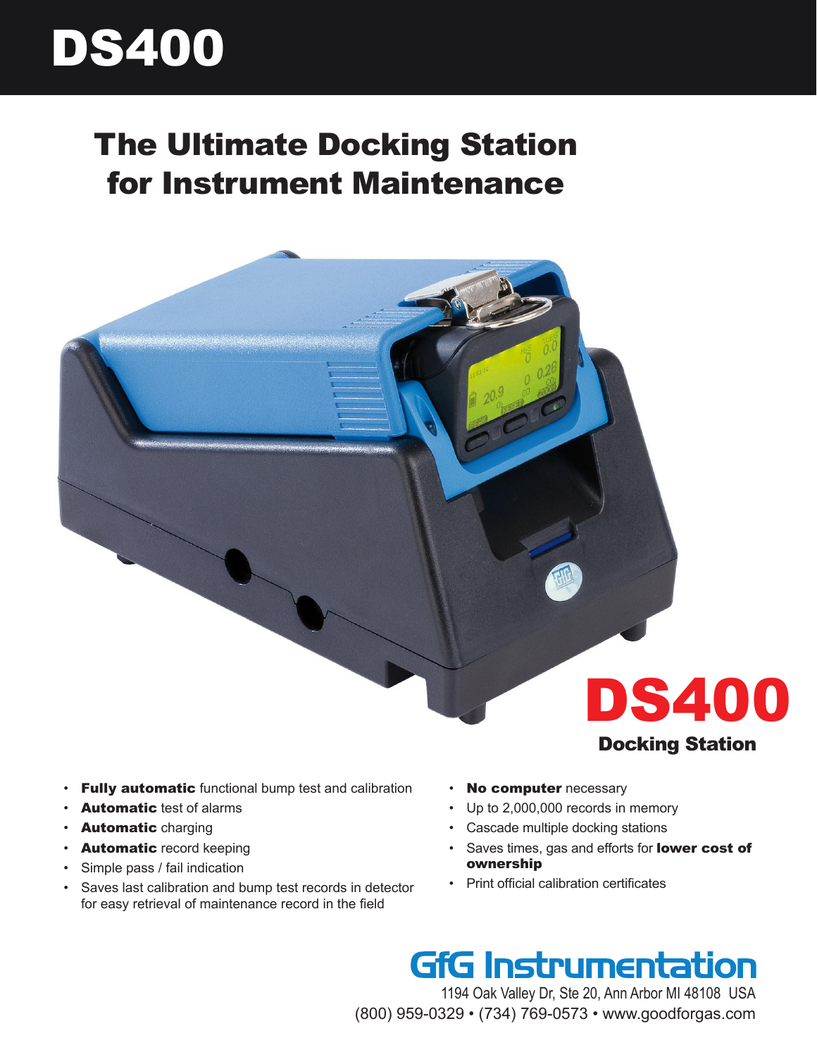# DS400

## The Ultimate Docking Station for Instrument Maintenance

**DS400**

**Docking Station**

- **Fully automatic** functional bump test and calibration
- **Automatic** test of alarms
- **Automatic** charging
- **Automatic** record keeping
- Simple pass / fail indication
- Saves last calibration and bump test records in detector for easy retrieval of maintenance record in the field
- **No computer** necessary
- Up to 2,000,000 records in memory
- Cascade multiple docking stations
- Saves times, gas and efforts for **lower cost of ownership**
- Print official calibration certificates

**GfG Instrumentation**

1194 Oak Valley Dr, Ste 20, Ann Arbor MI 48108 USA

(800) 959-0329 • (734) 769-0573 • www.goodforgas.com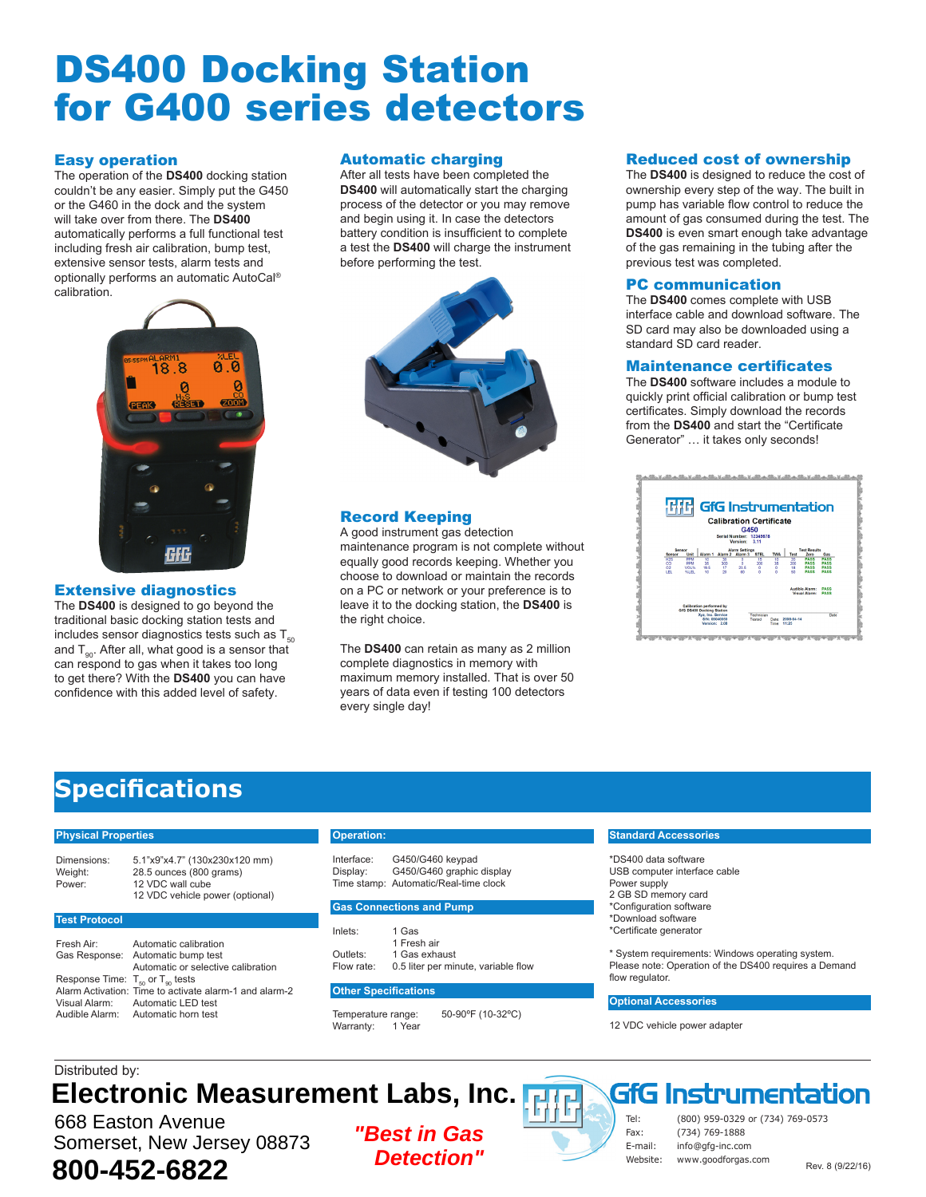# DS400 Docking Station for G400 series detectors

## Easy operation

The operation of the **DS400** docking station couldn't be any easier. Simply put the G450 or the G460 in the dock and the system will take over from there. The **DS400** automatically performs a full functional test including fresh air calibration, bump test, extensive sensor tests, alarm tests and optionally performs an automatic AutoCal® calibration.

## Extensive diagnostics

The **DS400** is designed to go beyond the traditional basic docking station tests and includes sensor diagnostics tests such as $T_{50}$ and $T_{90}$. After all, what good is a sensor that can respond to gas when it takes too long to get there? With the **DS400** you can have confidence with this added level of safety.

## Automatic charging

After all tests have been completed the **DS400** will automatically start the charging process of the detector or you may remove and begin using it. In case the detectors battery condition is insufficient to complete a test the **DS400** will charge the instrument before performing the test.

## Record Keeping

A good instrument gas detection maintenance program is not complete without equally good records keeping. Whether you choose to download or maintain the records on a PC or network or your preference is to leave it to the docking station, the **DS400** is the right choice.

The **DS400** can retain as many as 2 million complete diagnostics in memory with maximum memory installed. That is over 50 years of data even if testing 100 detectors every single day!

## Reduced cost of ownership

The **DS400** is designed to reduce the cost of ownership every step of the way. The built in pump has variable flow control to reduce the amount of gas consumed during the test. The **DS400** is even smart enough take advantage of the gas remaining in the tubing after the previous test was completed.

## PC communication

The **DS400** comes complete with USB interface cable and download software. The SD card may also be downloaded using a standard SD card reader.

## Maintenance certificates

The **DS400** software includes a module to quickly print official calibration or bump test certificates. Simply download the records from the **DS400** and start the "Certificate Generator" … it takes only seconds!

# Specifications

### Physical Properties

| | |
|---|---|
| Dimensions: | 5.1"x9"x4.7" (130x230x120 mm) |
| Weight: | 28.5 ounces (800 grams) |
| Power: | 12 VDC wall cube |
| | 12 VDC vehicle power (optional) |

### Test Protocol

| | |
|---|---|
| Fresh Air: | Automatic calibration |
| Gas Response: | Automatic bump test |
| | Automatic or selective calibration |
| Response Time: | $T_{50}$ or $T_{90}$ tests |
| Alarm Activation: | Time to activate alarm-1 and alarm-2 |
| Visual Alarm: | Automatic LED test |
| Audible Alarm: | Automatic horn test |

### Operation:

| | |
|---|---|
| Interface: | G450/G460 keypad |
| Display: | G450/G460 graphic display |
| Time stamp: | Automatic/Real-time clock |

### Gas Connections and Pump

| | |
|---|---|
| Inlets: | 1 Gas |
| | 1 Fresh air |
| Outlets: | 1 Gas exhaust |
| Flow rate: | 0.5 liter per minute, variable flow |

### Other Specifications

| | |
|---|---|
| Temperature range: | 50-90°F (10-32°C) |
| Warranty: | 1 Year |

### Standard Accessories

*DS400 data software
USB computer interface cable
Power supply
2 GB SD memory card
*Configuration software
*Download software
*Certificate generator

* System requirements: Windows operating system.
Please note: Operation of the DS400 requires a Demand flow regulator.

### Optional Accessories

12 VDC vehicle power adapter

Distributed by:

**Electronic Measurement Labs, Inc.**
668 Easton Avenue
Somerset, New Jersey 08873
**800-452-6822**

*"Best in Gas Detection"*

**GfG Instrumentation**

| | |
|---|---|
| Tel: | (800) 959-0329 or (734) 769-0573 |
| Fax: | (734) 769-1888 |
| E-mail: | info@gfg-inc.com |
| Website: | www.goodforgas.com |

Rev. 8 (9/22/16)